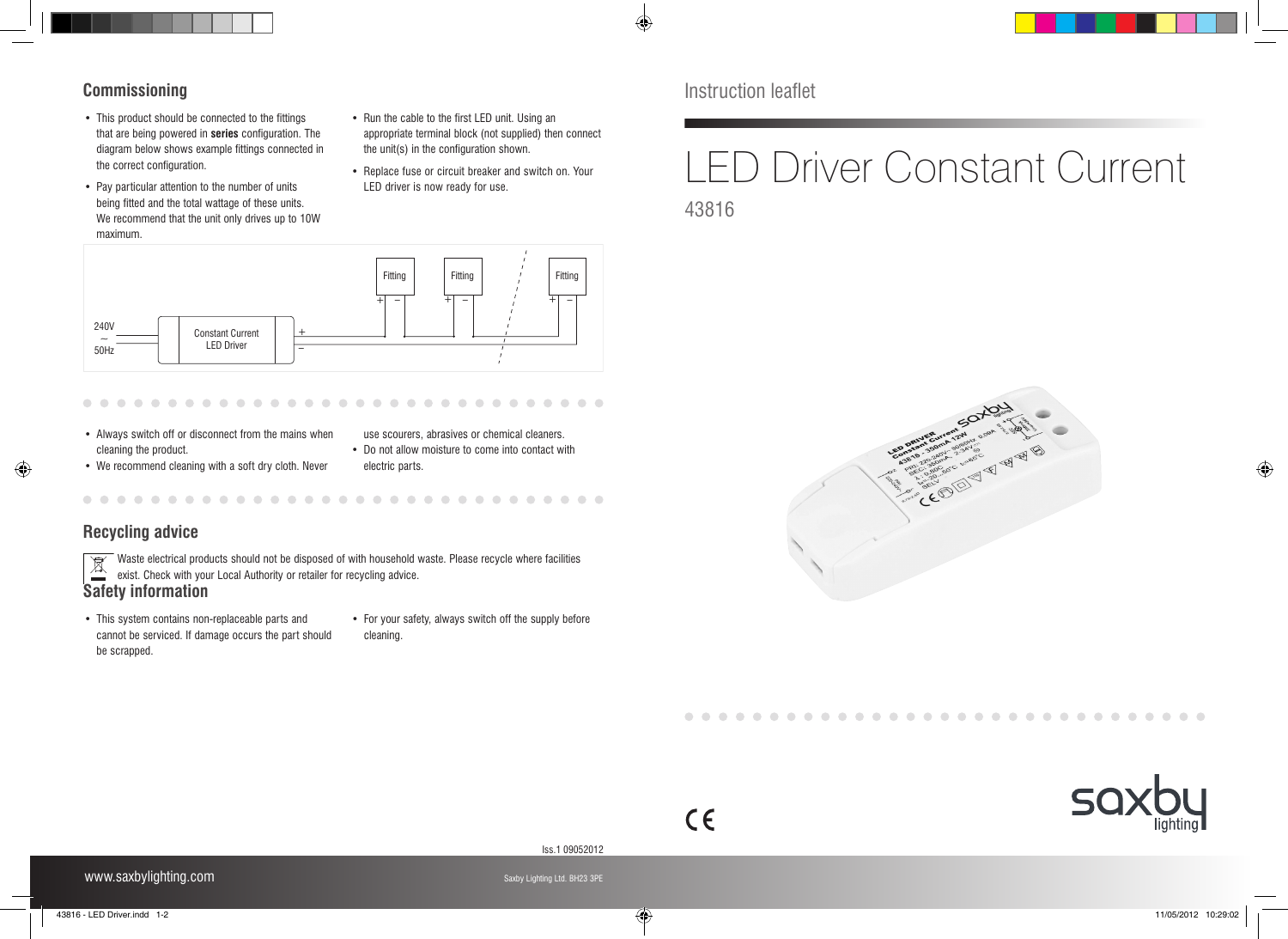# Instruction leaflet

# LED Driver Constant Current

43816

## Commissioning

- This product should be connected to the fittings that are being powered in **series** configuration. The diagram below shows example fittings connected in the correct configuration.
- Pay particular attention to the number of units being fitted and the total wattage of these units. We recommend that the unit only drives up to 10W maximum.
- Run the cable to the first LED unit. Using an appropriate terminal block (not supplied) then connect the unit(s) in the configuration shown.
- Replace fuse or circuit breaker and switch on. Your LED driver is now ready for use.

240V ~ 50Hz — Constant Current LED Driver + / − — Fitting + − — Fitting + − — Fitting + −

- Always switch off or disconnect from the mains when cleaning the product.
- We recommend cleaning with a soft dry cloth. Never use scourers, abrasives or chemical cleaners.
- Do not allow moisture to come into contact with electric parts.

## Recycling advice

Waste electrical products should not be disposed of with household waste. Please recycle where facilities exist. Check with your Local Authority or retailer for recycling advice.

## Safety information

- This system contains non-replaceable parts and cannot be serviced. If damage occurs the part should be scrapped.
- For your safety, always switch off the supply before cleaning.

Iss.1 09052012

www.saxbylighting.com

Saxby Lighting Ltd. BH23 3PE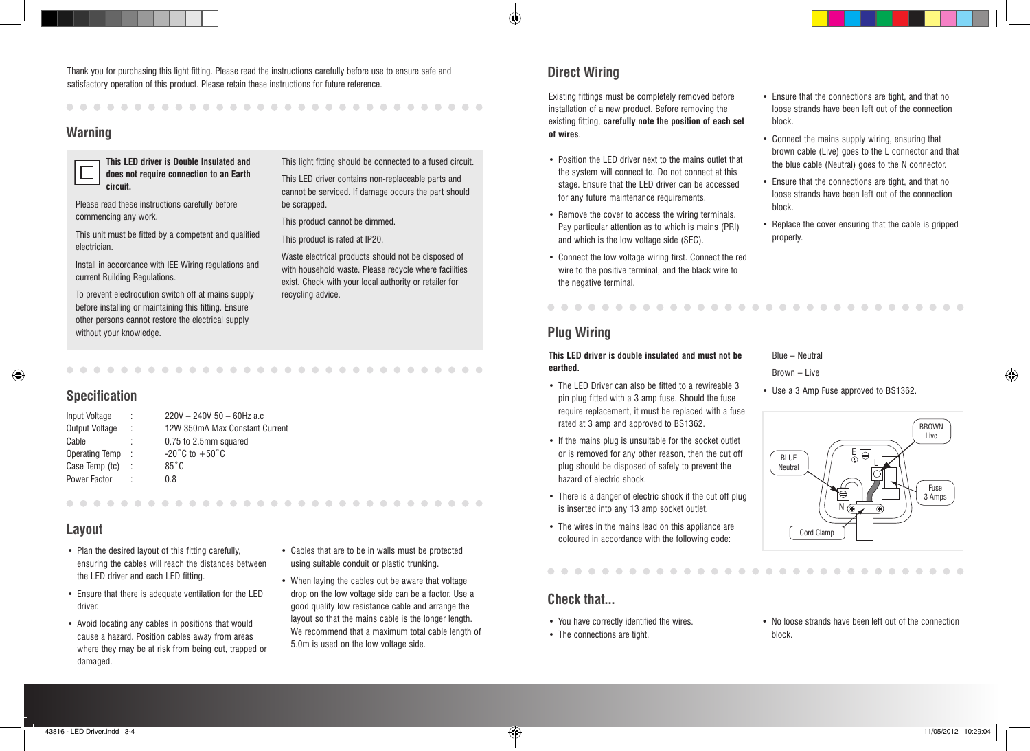Thank you for purchasing this light fitting. Please read the instructions carefully before use to ensure safe and satisfactory operation of this product. Please retain these instructions for future reference.

## Warning

**This LED driver is Double Insulated and does not require connection to an Earth circuit.**

Please read these instructions carefully before commencing any work.

This unit must be fitted by a competent and qualified electrician.

Install in accordance with IEE Wiring regulations and current Building Regulations.

To prevent electrocution switch off at mains supply before installing or maintaining this fitting. Ensure other persons cannot restore the electrical supply without your knowledge.

This light fitting should be connected to a fused circuit.

This LED driver contains non-replaceable parts and cannot be serviced. If damage occurs the part should be scrapped.

This product cannot be dimmed.

This product is rated at IP20.

Waste electrical products should not be disposed of with household waste. Please recycle where facilities exist. Check with your local authority or retailer for recycling advice.

## Specification

| | | |
|---|---|---|
| Input Voltage | : | 220V – 240V 50 – 60Hz a.c |
| Output Voltage | : | 12W 350mA Max Constant Current |
| Cable | : | 0.75 to 2.5mm squared |
| Operating Temp | : | -20˚C to +50˚C |
| Case Temp (tc) | : | 85˚C |
| Power Factor | : | 0.8 |

## Layout

- Plan the desired layout of this fitting carefully, ensuring the cables will reach the distances between the LED driver and each LED fitting.
- Ensure that there is adequate ventilation for the LED driver.
- Avoid locating any cables in positions that would cause a hazard. Position cables away from areas where they may be at risk from being cut, trapped or damaged.
- Cables that are to be in walls must be protected using suitable conduit or plastic trunking.
- When laying the cables out be aware that voltage drop on the low voltage side can be a factor. Use a good quality low resistance cable and arrange the layout so that the mains cable is the longer length. We recommend that a maximum total cable length of 5.0m is used on the low voltage side.

## Direct Wiring

Existing fittings must be completely removed before installation of a new product. Before removing the existing fitting, **carefully note the position of each set of wires**.

- Position the LED driver next to the mains outlet that the system will connect to. Do not connect at this stage. Ensure that the LED driver can be accessed for any future maintenance requirements.
- Remove the cover to access the wiring terminals. Pay particular attention as to which is mains (PRI) and which is the low voltage side (SEC).
- Connect the low voltage wiring first. Connect the red wire to the positive terminal, and the black wire to the negative terminal.
- Ensure that the connections are tight, and that no loose strands have been left out of the connection block.
- Connect the mains supply wiring, ensuring that brown cable (Live) goes to the L connector and that the blue cable (Neutral) goes to the N connector.
- Ensure that the connections are tight, and that no loose strands have been left out of the connection block.
- Replace the cover ensuring that the cable is gripped properly.

## Plug Wiring

**This LED driver is double insulated and must not be earthed.**

- The LED Driver can also be fitted to a rewireable 3 pin plug fitted with a 3 amp fuse. Should the fuse require replacement, it must be replaced with a fuse rated at 3 amp and approved to BS1362.
- If the mains plug is unsuitable for the socket outlet or is removed for any other reason, then the cut off plug should be disposed of safely to prevent the hazard of electric shock.
- There is a danger of electric shock if the cut off plug is inserted into any 13 amp socket outlet.
- The wires in the mains lead on this appliance are coloured in accordance with the following code:

Blue – Neutral

Brown – Live

- Use a 3 Amp Fuse approved to BS1362.

BROWN Live
BLUE Neutral
E
L
N
Fuse 3 Amps
Cord Clamp

## Check that...

- You have correctly identified the wires.
- The connections are tight.
- No loose strands have been left out of the connection block.